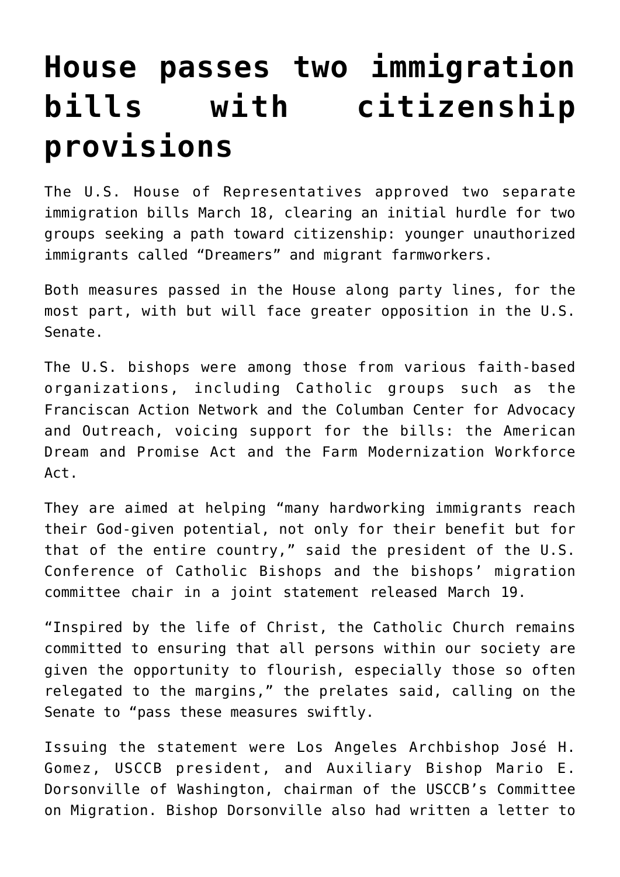# House passes two immigration bills with citizenship provisions

The U.S. House of Representatives approved two separate immigration bills March 18, clearing an initial hurdle for two groups seeking a path toward citizenship: younger unauthorized immigrants called "Dreamers" and migrant farmworkers.

Both measures passed in the House along party lines, for the most part, with but will face greater opposition in the U.S. Senate.

The U.S. bishops were among those from various faith-based organizations, including Catholic groups such as the Franciscan Action Network and the Columban Center for Advocacy and Outreach, voicing support for the bills: the American Dream and Promise Act and the Farm Modernization Workforce Act.

They are aimed at helping "many hardworking immigrants reach their God-given potential, not only for their benefit but for that of the entire country," said the president of the U.S. Conference of Catholic Bishops and the bishops' migration committee chair in a joint statement released March 19.

"Inspired by the life of Christ, the Catholic Church remains committed to ensuring that all persons within our society are given the opportunity to flourish, especially those so often relegated to the margins," the prelates said, calling on the Senate to "pass these measures swiftly.

Issuing the statement were Los Angeles Archbishop José H. Gomez, USCCB president, and Auxiliary Bishop Mario E. Dorsonville of Washington, chairman of the USCCB's Committee on Migration. Bishop Dorsonville also had written a letter to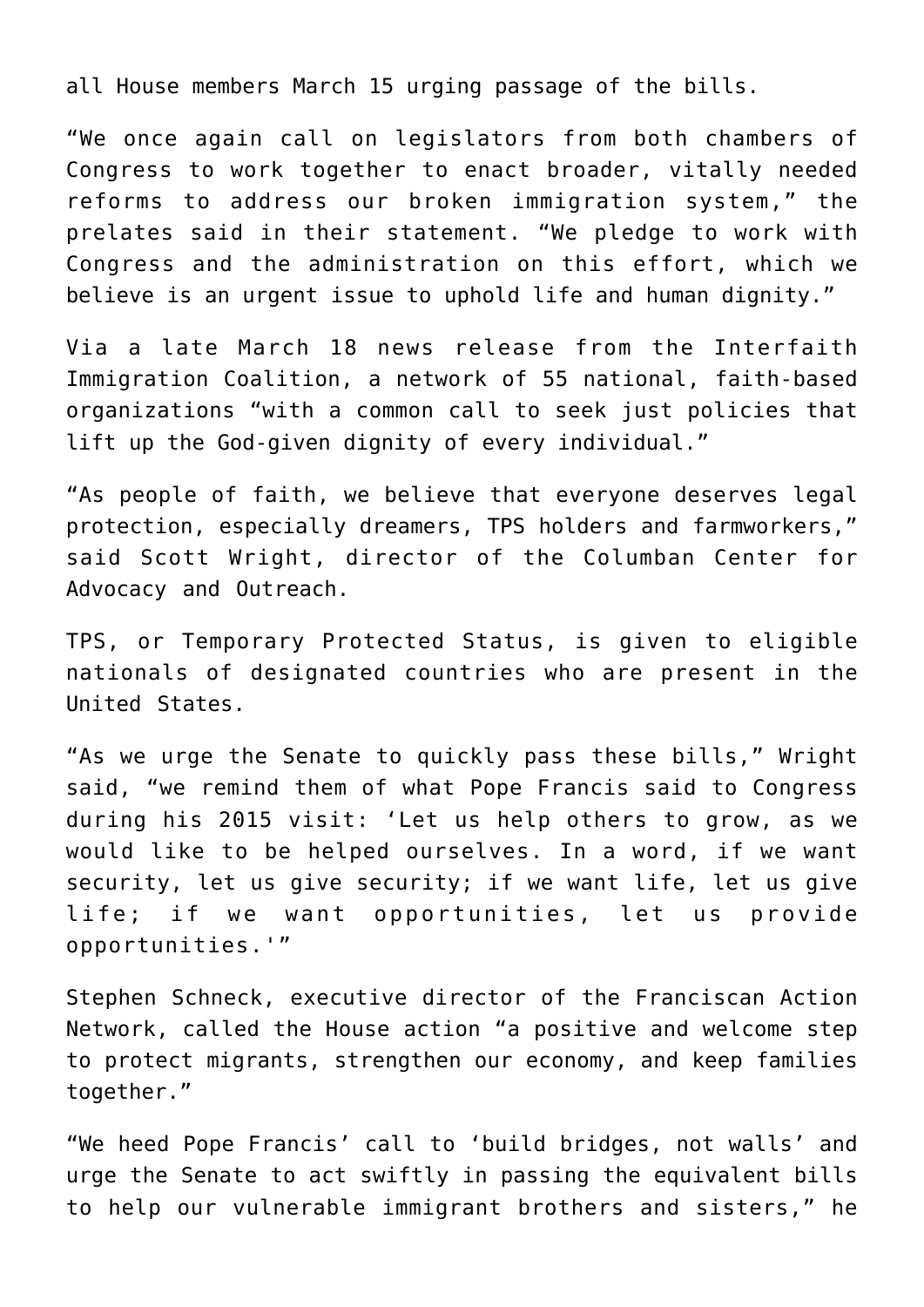all House members March 15 urging passage of the bills.

"We once again call on legislators from both chambers of Congress to work together to enact broader, vitally needed reforms to address our broken immigration system," the prelates said in their statement. "We pledge to work with Congress and the administration on this effort, which we believe is an urgent issue to uphold life and human dignity."

Via a late March 18 news release from the Interfaith Immigration Coalition, a network of 55 national, faith-based organizations "with a common call to seek just policies that lift up the God-given dignity of every individual."

"As people of faith, we believe that everyone deserves legal protection, especially dreamers, TPS holders and farmworkers," said Scott Wright, director of the Columban Center for Advocacy and Outreach.

TPS, or Temporary Protected Status, is given to eligible nationals of designated countries who are present in the United States.

"As we urge the Senate to quickly pass these bills," Wright said, "we remind them of what Pope Francis said to Congress during his 2015 visit: 'Let us help others to grow, as we would like to be helped ourselves. In a word, if we want security, let us give security; if we want life, let us give life; if we want opportunities, let us provide opportunities.'"

Stephen Schneck, executive director of the Franciscan Action Network, called the House action "a positive and welcome step to protect migrants, strengthen our economy, and keep families together."

"We heed Pope Francis' call to 'build bridges, not walls' and urge the Senate to act swiftly in passing the equivalent bills to help our vulnerable immigrant brothers and sisters," he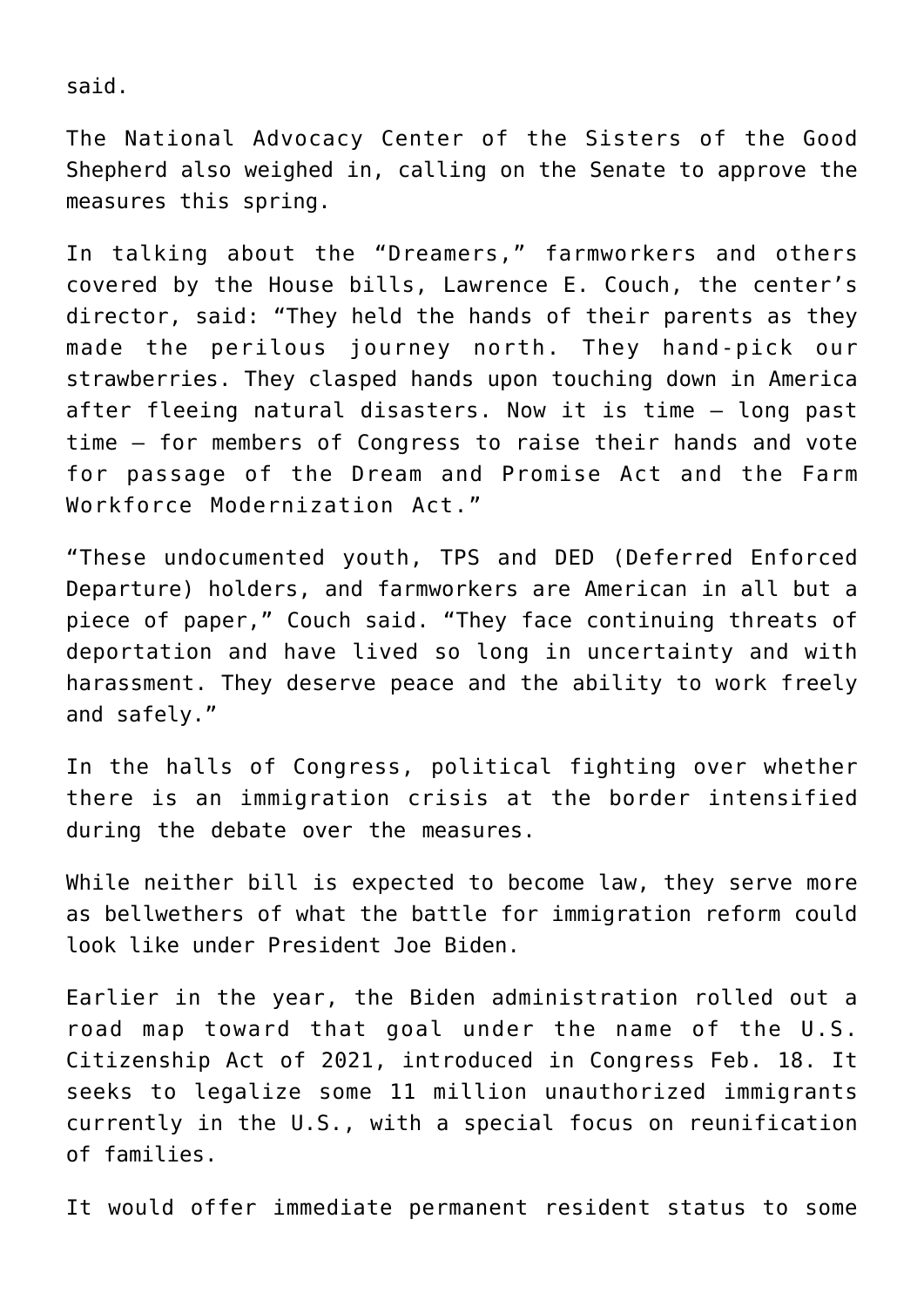said.

The National Advocacy Center of the Sisters of the Good Shepherd also weighed in, calling on the Senate to approve the measures this spring.

In talking about the "Dreamers," farmworkers and others covered by the House bills, Lawrence E. Couch, the center's director, said: "They held the hands of their parents as they made the perilous journey north. They hand-pick our strawberries. They clasped hands upon touching down in America after fleeing natural disasters. Now it is time — long past time — for members of Congress to raise their hands and vote for passage of the Dream and Promise Act and the Farm Workforce Modernization Act."

"These undocumented youth, TPS and DED (Deferred Enforced Departure) holders, and farmworkers are American in all but a piece of paper," Couch said. "They face continuing threats of deportation and have lived so long in uncertainty and with harassment. They deserve peace and the ability to work freely and safely."

In the halls of Congress, political fighting over whether there is an immigration crisis at the border intensified during the debate over the measures.

While neither bill is expected to become law, they serve more as bellwethers of what the battle for immigration reform could look like under President Joe Biden.

Earlier in the year, the Biden administration rolled out a road map toward that goal under the name of the U.S. Citizenship Act of 2021, introduced in Congress Feb. 18. It seeks to legalize some 11 million unauthorized immigrants currently in the U.S., with a special focus on reunification of families.

It would offer immediate permanent resident status to some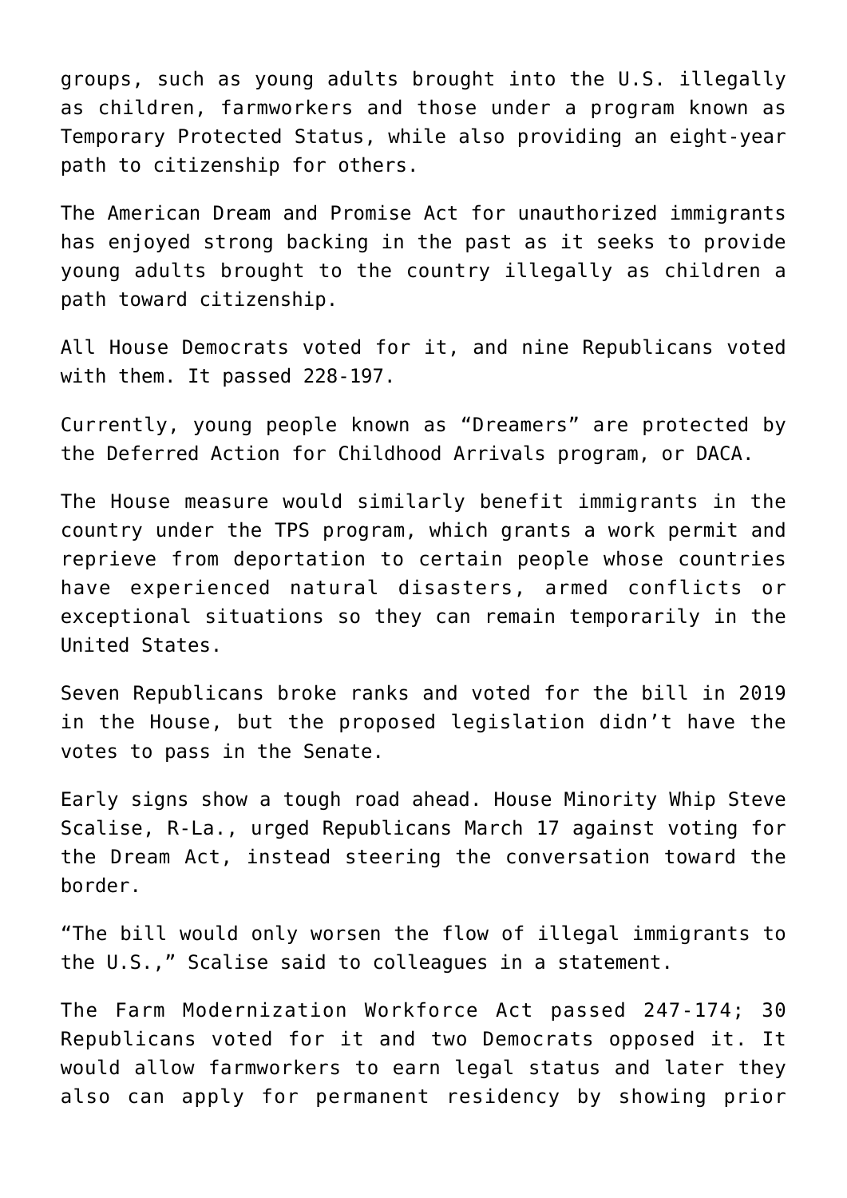groups, such as young adults brought into the U.S. illegally as children, farmworkers and those under a program known as Temporary Protected Status, while also providing an eight-year path to citizenship for others.

The American Dream and Promise Act for unauthorized immigrants has enjoyed strong backing in the past as it seeks to provide young adults brought to the country illegally as children a path toward citizenship.

All House Democrats voted for it, and nine Republicans voted with them. It passed 228-197.

Currently, young people known as "Dreamers" are protected by the Deferred Action for Childhood Arrivals program, or DACA.

The House measure would similarly benefit immigrants in the country under the TPS program, which grants a work permit and reprieve from deportation to certain people whose countries have experienced natural disasters, armed conflicts or exceptional situations so they can remain temporarily in the United States.

Seven Republicans broke ranks and voted for the bill in 2019 in the House, but the proposed legislation didn't have the votes to pass in the Senate.

Early signs show a tough road ahead. House Minority Whip Steve Scalise, R-La., urged Republicans March 17 against voting for the Dream Act, instead steering the conversation toward the border.

"The bill would only worsen the flow of illegal immigrants to the U.S.," Scalise said to colleagues in a statement.

The Farm Modernization Workforce Act passed 247-174; 30 Republicans voted for it and two Democrats opposed it. It would allow farmworkers to earn legal status and later they also can apply for permanent residency by showing prior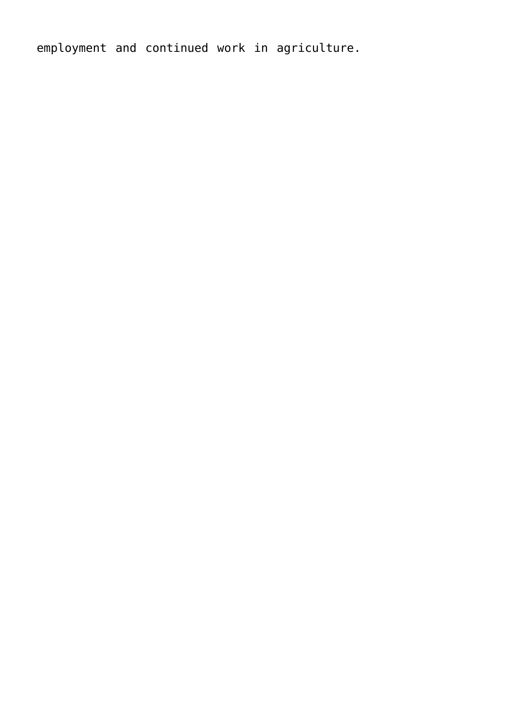employment and continued work in agriculture.